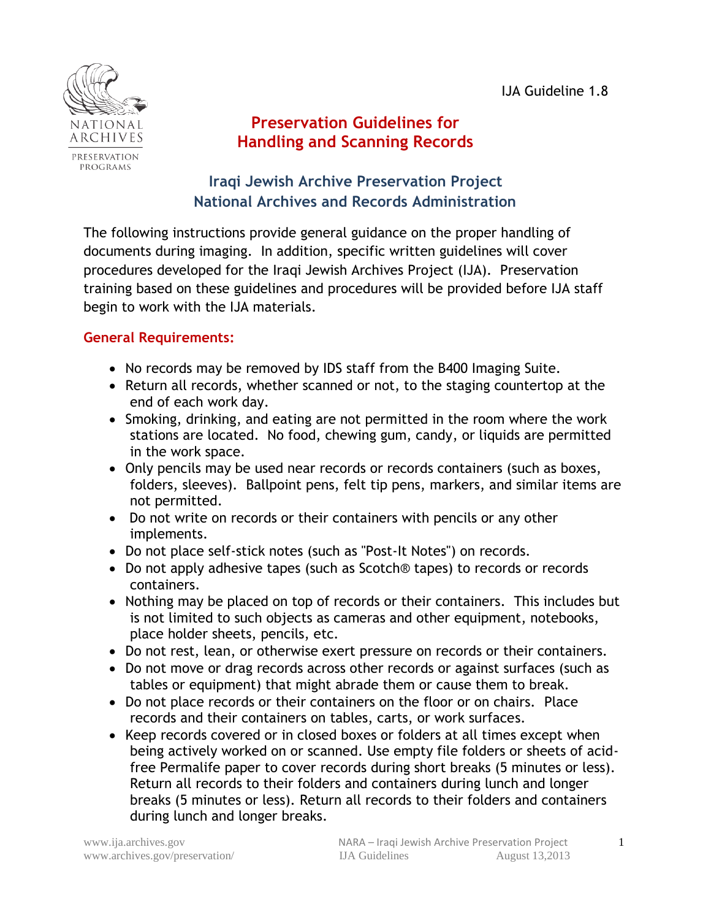IJA Guideline 1.8

# Preservation Guidelines for Handling and Scanning Records

## Iraqi Jewish Archive Preservation Project
## National Archives and Records Administration

The following instructions provide general guidance on the proper handling of documents during imaging. In addition, specific written guidelines will cover procedures developed for the Iraqi Jewish Archives Project (IJA). Preservation training based on these guidelines and procedures will be provided before IJA staff begin to work with the IJA materials.

### General Requirements:

- No records may be removed by IDS staff from the B400 Imaging Suite.
- Return all records, whether scanned or not, to the staging countertop at the end of each work day.
- Smoking, drinking, and eating are not permitted in the room where the work stations are located. No food, chewing gum, candy, or liquids are permitted in the work space.
- Only pencils may be used near records or records containers (such as boxes, folders, sleeves). Ballpoint pens, felt tip pens, markers, and similar items are not permitted.
- Do not write on records or their containers with pencils or any other implements.
- Do not place self-stick notes (such as "Post-It Notes") on records.
- Do not apply adhesive tapes (such as Scotch® tapes) to records or records containers.
- Nothing may be placed on top of records or their containers. This includes but is not limited to such objects as cameras and other equipment, notebooks, place holder sheets, pencils, etc.
- Do not rest, lean, or otherwise exert pressure on records or their containers.
- Do not move or drag records across other records or against surfaces (such as tables or equipment) that might abrade them or cause them to break.
- Do not place records or their containers on the floor or on chairs. Place records and their containers on tables, carts, or work surfaces.
- Keep records covered or in closed boxes or folders at all times except when being actively worked on or scanned. Use empty file folders or sheets of acid-free Permalife paper to cover records during short breaks (5 minutes or less). Return all records to their folders and containers during lunch and longer breaks (5 minutes or less). Return all records to their folders and containers during lunch and longer breaks.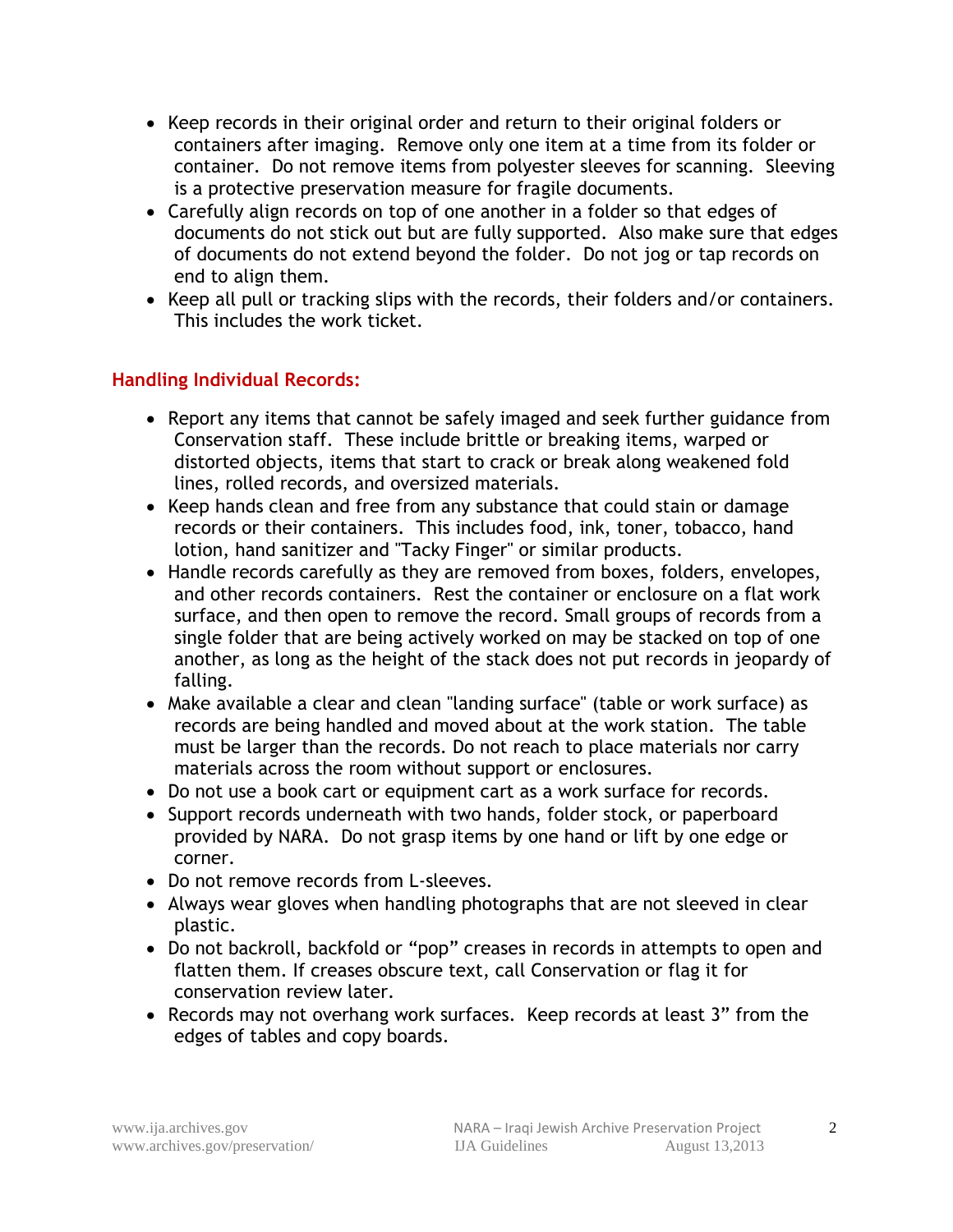- Keep records in their original order and return to their original folders or containers after imaging. Remove only one item at a time from its folder or container. Do not remove items from polyester sleeves for scanning. Sleeving is a protective preservation measure for fragile documents.
- Carefully align records on top of one another in a folder so that edges of documents do not stick out but are fully supported. Also make sure that edges of documents do not extend beyond the folder. Do not jog or tap records on end to align them.
- Keep all pull or tracking slips with the records, their folders and/or containers. This includes the work ticket.

## Handling Individual Records:

- Report any items that cannot be safely imaged and seek further guidance from Conservation staff. These include brittle or breaking items, warped or distorted objects, items that start to crack or break along weakened fold lines, rolled records, and oversized materials.
- Keep hands clean and free from any substance that could stain or damage records or their containers. This includes food, ink, toner, tobacco, hand lotion, hand sanitizer and "Tacky Finger" or similar products.
- Handle records carefully as they are removed from boxes, folders, envelopes, and other records containers. Rest the container or enclosure on a flat work surface, and then open to remove the record. Small groups of records from a single folder that are being actively worked on may be stacked on top of one another, as long as the height of the stack does not put records in jeopardy of falling.
- Make available a clear and clean "landing surface" (table or work surface) as records are being handled and moved about at the work station. The table must be larger than the records. Do not reach to place materials nor carry materials across the room without support or enclosures.
- Do not use a book cart or equipment cart as a work surface for records.
- Support records underneath with two hands, folder stock, or paperboard provided by NARA. Do not grasp items by one hand or lift by one edge or corner.
- Do not remove records from L-sleeves.
- Always wear gloves when handling photographs that are not sleeved in clear plastic.
- Do not backroll, backfold or "pop" creases in records in attempts to open and flatten them. If creases obscure text, call Conservation or flag it for conservation review later.
- Records may not overhang work surfaces. Keep records at least 3" from the edges of tables and copy boards.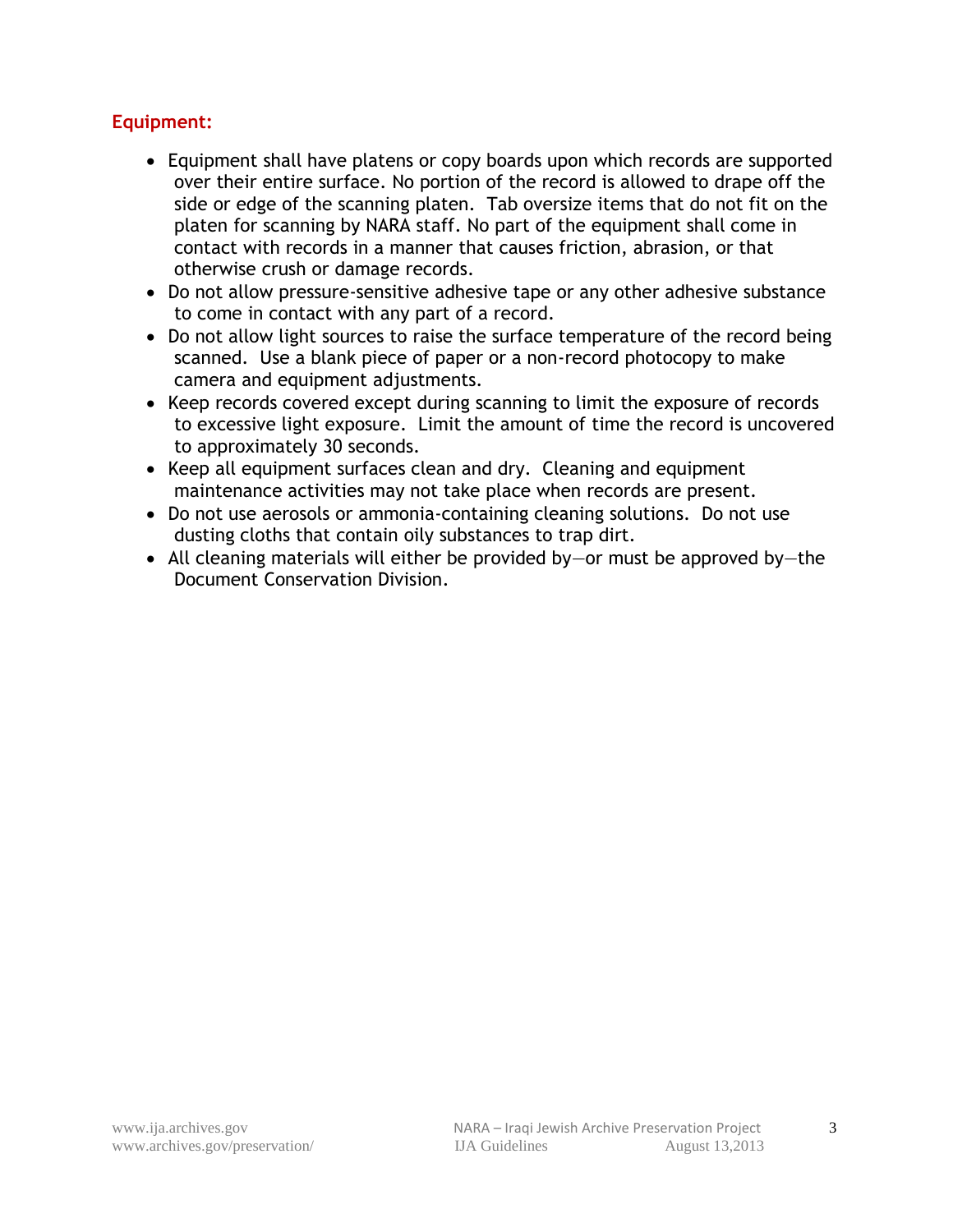## Equipment:

- Equipment shall have platens or copy boards upon which records are supported over their entire surface. No portion of the record is allowed to drape off the side or edge of the scanning platen. Tab oversize items that do not fit on the platen for scanning by NARA staff. No part of the equipment shall come in contact with records in a manner that causes friction, abrasion, or that otherwise crush or damage records.
- Do not allow pressure-sensitive adhesive tape or any other adhesive substance to come in contact with any part of a record.
- Do not allow light sources to raise the surface temperature of the record being scanned. Use a blank piece of paper or a non-record photocopy to make camera and equipment adjustments.
- Keep records covered except during scanning to limit the exposure of records to excessive light exposure. Limit the amount of time the record is uncovered to approximately 30 seconds.
- Keep all equipment surfaces clean and dry. Cleaning and equipment maintenance activities may not take place when records are present.
- Do not use aerosols or ammonia-containing cleaning solutions. Do not use dusting cloths that contain oily substances to trap dirt.
- All cleaning materials will either be provided by—or must be approved by—the Document Conservation Division.